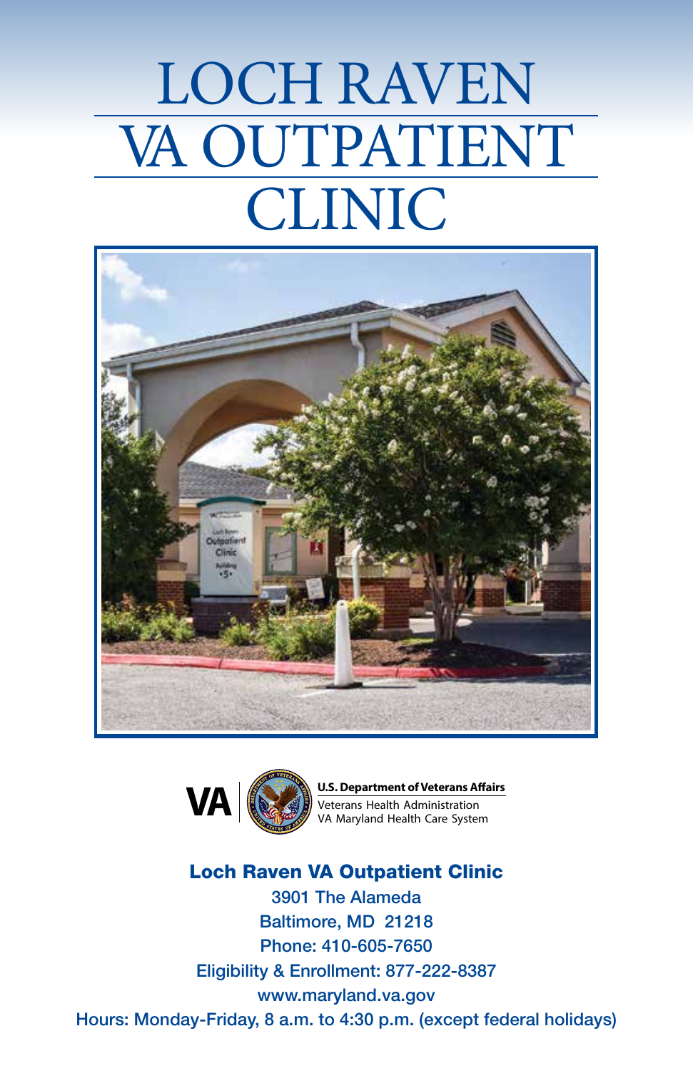# LOCH RAVEN VA OUTPATIENT CLINIC

**VA** | U.S. Department of Veterans Affairs
Veterans Health Administration
VA Maryland Health Care System

**Loch Raven VA Outpatient Clinic**

3901 The Alameda
Baltimore, MD 21218
Phone: 410-605-7650
Eligibility & Enrollment: 877-222-8387
www.maryland.va.gov
Hours: Monday-Friday, 8 a.m. to 4:30 p.m. (except federal holidays)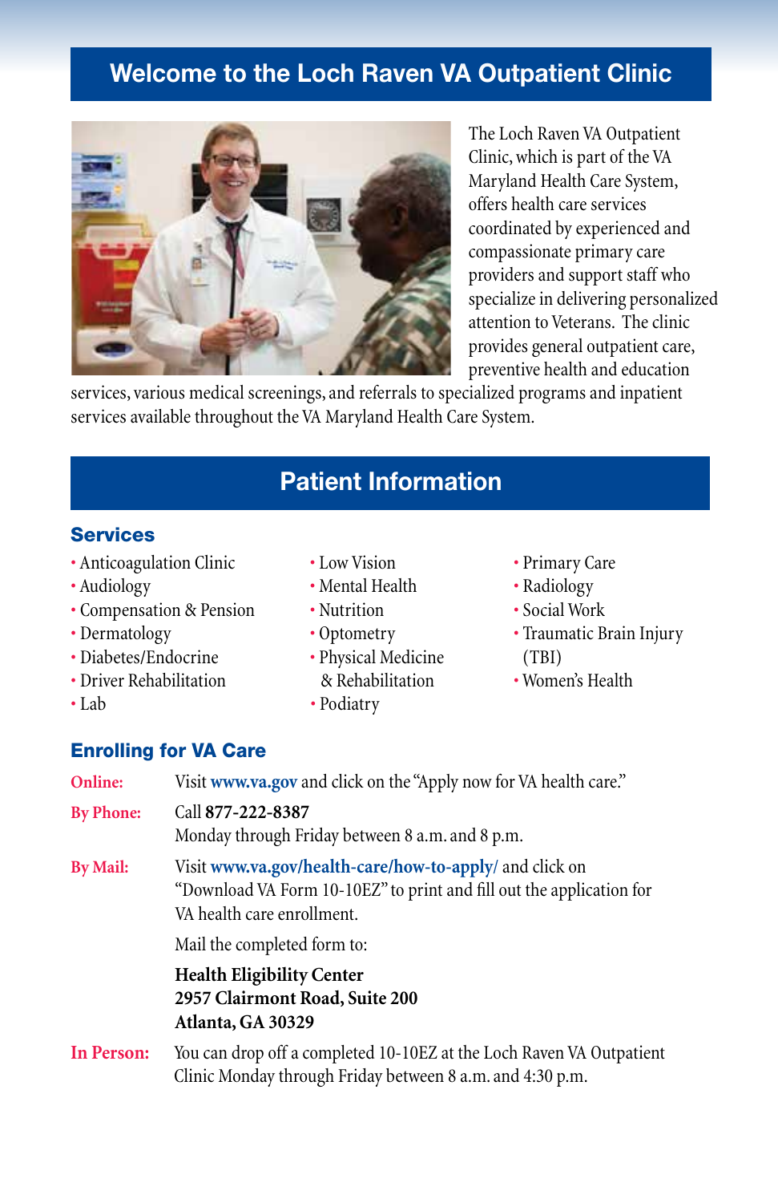# Welcome to the Loch Raven VA Outpatient Clinic

The Loch Raven VA Outpatient Clinic, which is part of the VA Maryland Health Care System, offers health care services coordinated by experienced and compassionate primary care providers and support staff who specialize in delivering personalized attention to Veterans. The clinic provides general outpatient care, preventive health and education services, various medical screenings, and referrals to specialized programs and inpatient services available throughout the VA Maryland Health Care System.

# Patient Information

## Services

- Anticoagulation Clinic
- Audiology
- Compensation & Pension
- Dermatology
- Diabetes/Endocrine
- Driver Rehabilitation
- Lab
- Low Vision
- Mental Health
- Nutrition
- Optometry
- Physical Medicine & Rehabilitation
- Podiatry
- Primary Care
- Radiology
- Social Work
- Traumatic Brain Injury (TBI)
- Women's Health

## Enrolling for VA Care

**Online:** Visit **www.va.gov** and click on the "Apply now for VA health care."

**By Phone:** Call **877-222-8387**
Monday through Friday between 8 a.m. and 8 p.m.

**By Mail:** Visit **www.va.gov/health-care/how-to-apply/** and click on "Download VA Form 10-10EZ" to print and fill out the application for VA health care enrollment.

Mail the completed form to:

**Health Eligibility Center**
**2957 Clairmont Road, Suite 200**
**Atlanta, GA 30329**

**In Person:** You can drop off a completed 10-10EZ at the Loch Raven VA Outpatient Clinic Monday through Friday between 8 a.m. and 4:30 p.m.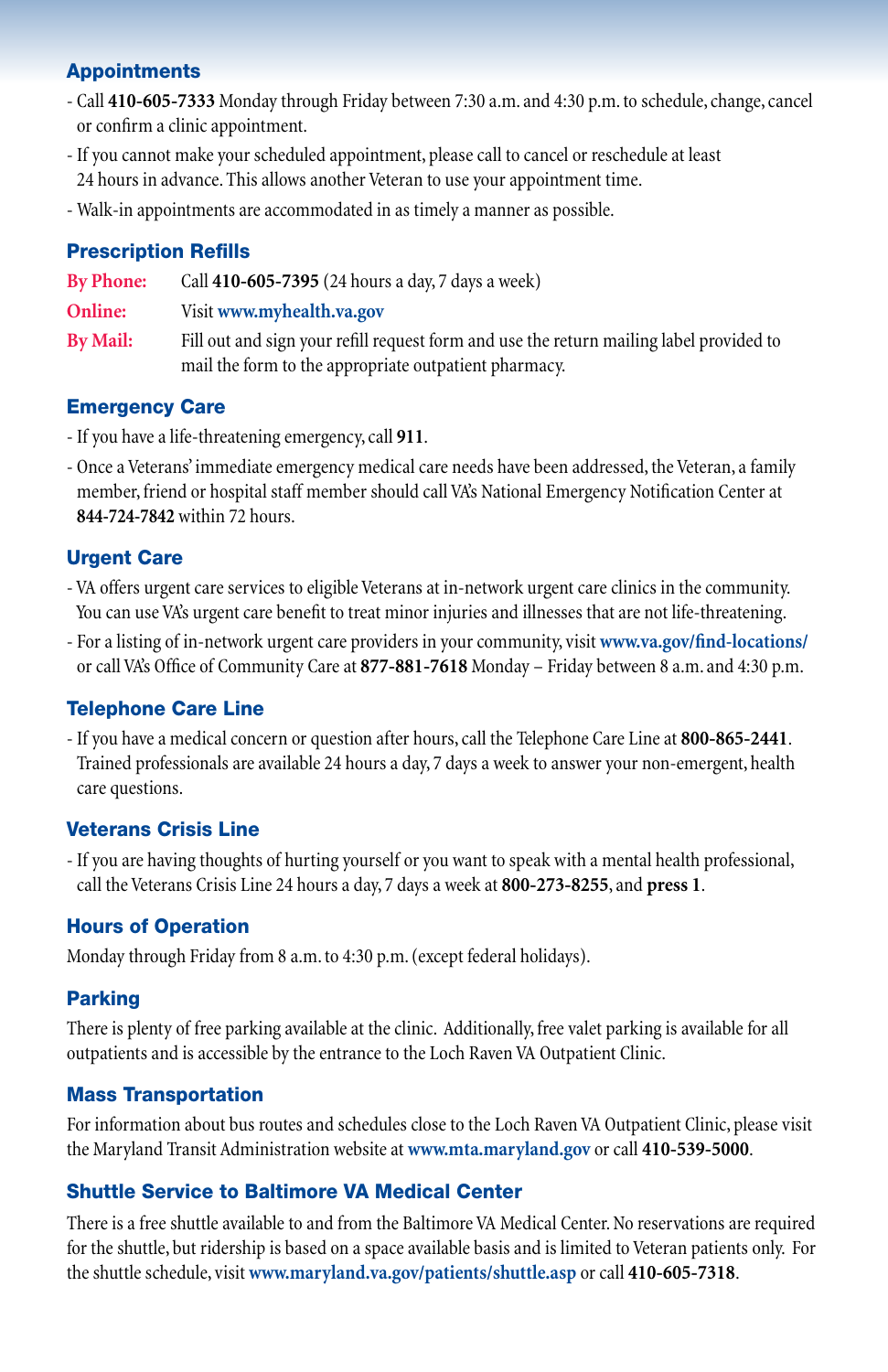## Appointments

- Call **410-605-7333** Monday through Friday between 7:30 a.m. and 4:30 p.m. to schedule, change, cancel or confirm a clinic appointment.
- If you cannot make your scheduled appointment, please call to cancel or reschedule at least 24 hours in advance. This allows another Veteran to use your appointment time.
- Walk-in appointments are accommodated in as timely a manner as possible.

## Prescription Refills

**By Phone:** Call **410-605-7395** (24 hours a day, 7 days a week)

**Online:** Visit **www.myhealth.va.gov**

**By Mail:** Fill out and sign your refill request form and use the return mailing label provided to mail the form to the appropriate outpatient pharmacy.

## Emergency Care

- If you have a life-threatening emergency, call **911**.
- Once a Veterans' immediate emergency medical care needs have been addressed, the Veteran, a family member, friend or hospital staff member should call VA's National Emergency Notification Center at **844-724-7842** within 72 hours.

## Urgent Care

- VA offers urgent care services to eligible Veterans at in-network urgent care clinics in the community. You can use VA's urgent care benefit to treat minor injuries and illnesses that are not life-threatening.
- For a listing of in-network urgent care providers in your community, visit **www.va.gov/find-locations/** or call VA's Office of Community Care at **877-881-7618** Monday – Friday between 8 a.m. and 4:30 p.m.

## Telephone Care Line

- If you have a medical concern or question after hours, call the Telephone Care Line at **800-865-2441**. Trained professionals are available 24 hours a day, 7 days a week to answer your non-emergent, health care questions.

## Veterans Crisis Line

- If you are having thoughts of hurting yourself or you want to speak with a mental health professional, call the Veterans Crisis Line 24 hours a day, 7 days a week at **800-273-8255**, and **press 1**.

## Hours of Operation

Monday through Friday from 8 a.m. to 4:30 p.m. (except federal holidays).

## Parking

There is plenty of free parking available at the clinic. Additionally, free valet parking is available for all outpatients and is accessible by the entrance to the Loch Raven VA Outpatient Clinic.

## Mass Transportation

For information about bus routes and schedules close to the Loch Raven VA Outpatient Clinic, please visit the Maryland Transit Administration website at **www.mta.maryland.gov** or call **410-539-5000**.

## Shuttle Service to Baltimore VA Medical Center

There is a free shuttle available to and from the Baltimore VA Medical Center. No reservations are required for the shuttle, but ridership is based on a space available basis and is limited to Veteran patients only. For the shuttle schedule, visit **www.maryland.va.gov/patients/shuttle.asp** or call **410-605-7318**.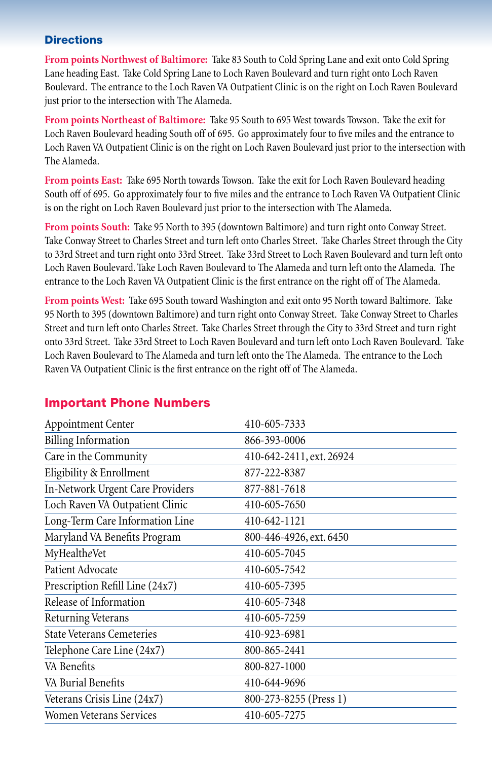## Directions

**From points Northwest of Baltimore:** Take 83 South to Cold Spring Lane and exit onto Cold Spring Lane heading East. Take Cold Spring Lane to Loch Raven Boulevard and turn right onto Loch Raven Boulevard. The entrance to the Loch Raven VA Outpatient Clinic is on the right on Loch Raven Boulevard just prior to the intersection with The Alameda.

**From points Northeast of Baltimore:** Take 95 South to 695 West towards Towson. Take the exit for Loch Raven Boulevard heading South off of 695. Go approximately four to five miles and the entrance to Loch Raven VA Outpatient Clinic is on the right on Loch Raven Boulevard just prior to the intersection with The Alameda.

**From points East:** Take 695 North towards Towson. Take the exit for Loch Raven Boulevard heading South off of 695. Go approximately four to five miles and the entrance to Loch Raven VA Outpatient Clinic is on the right on Loch Raven Boulevard just prior to the intersection with The Alameda.

**From points South:** Take 95 North to 395 (downtown Baltimore) and turn right onto Conway Street. Take Conway Street to Charles Street and turn left onto Charles Street. Take Charles Street through the City to 33rd Street and turn right onto 33rd Street. Take 33rd Street to Loch Raven Boulevard and turn left onto Loch Raven Boulevard. Take Loch Raven Boulevard to The Alameda and turn left onto the Alameda. The entrance to the Loch Raven VA Outpatient Clinic is the first entrance on the right off of The Alameda.

**From points West:** Take 695 South toward Washington and exit onto 95 North toward Baltimore. Take 95 North to 395 (downtown Baltimore) and turn right onto Conway Street. Take Conway Street to Charles Street and turn left onto Charles Street. Take Charles Street through the City to 33rd Street and turn right onto 33rd Street. Take 33rd Street to Loch Raven Boulevard and turn left onto Loch Raven Boulevard. Take Loch Raven Boulevard to The Alameda and turn left onto the The Alameda. The entrance to the Loch Raven VA Outpatient Clinic is the first entrance on the right off of The Alameda.

## Important Phone Numbers

| | |
|---|---|
| Appointment Center | 410-605-7333 |
| Billing Information | 866-393-0006 |
| Care in the Community | 410-642-2411, ext. 26924 |
| Eligibility & Enrollment | 877-222-8387 |
| In-Network Urgent Care Providers | 877-881-7618 |
| Loch Raven VA Outpatient Clinic | 410-605-7650 |
| Long-Term Care Information Line | 410-642-1121 |
| Maryland VA Benefits Program | 800-446-4926, ext. 6450 |
| MyHealth*e*Vet | 410-605-7045 |
| Patient Advocate | 410-605-7542 |
| Prescription Refill Line (24x7) | 410-605-7395 |
| Release of Information | 410-605-7348 |
| Returning Veterans | 410-605-7259 |
| State Veterans Cemeteries | 410-923-6981 |
| Telephone Care Line (24x7) | 800-865-2441 |
| VA Benefits | 800-827-1000 |
| VA Burial Benefits | 410-644-9696 |
| Veterans Crisis Line (24x7) | 800-273-8255 (Press 1) |
| Women Veterans Services | 410-605-7275 |